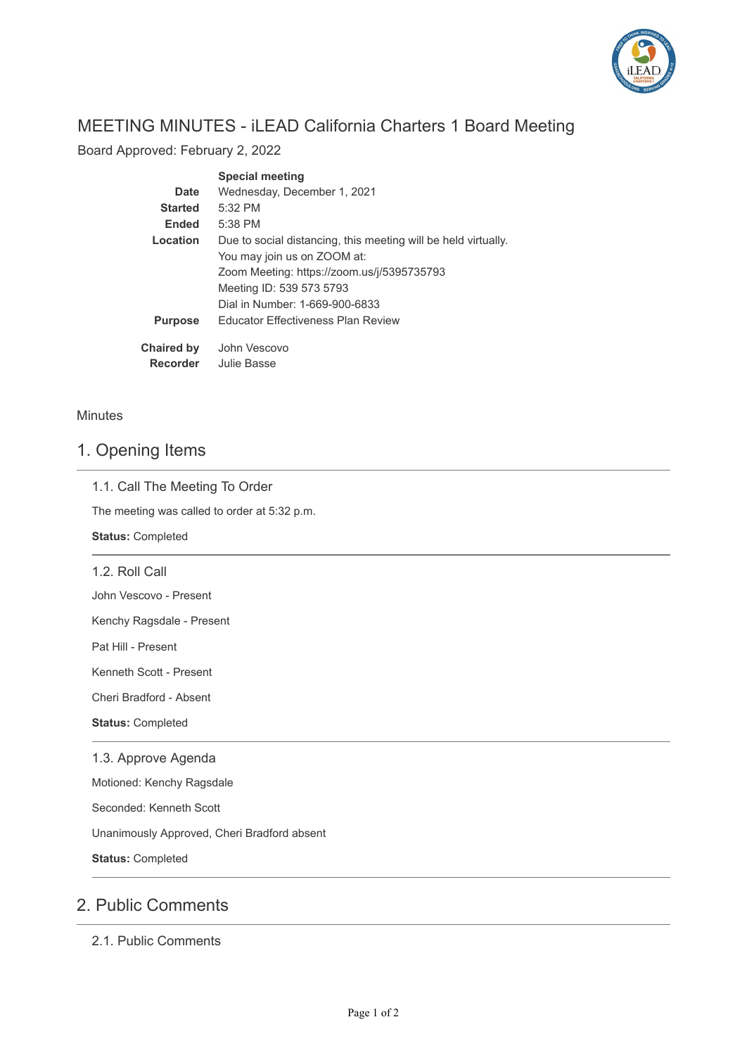# MEETING MINUTES - iLEAD California Charters 1 Board Meeting

Board Approved: February 2, 2022

| | **Special meeting** |
|---|---|
| **Date** | Wednesday, December 1, 2021 |
| **Started** | 5:32 PM |
| **Ended** | 5:38 PM |
| **Location** | Due to social distancing, this meeting will be held virtually.<br>You may join us on ZOOM at:<br>Zoom Meeting: https://zoom.us/j/5395735793<br>Meeting ID: 539 573 5793<br>Dial in Number: 1-669-900-6833 |
| **Purpose** | Educator Effectiveness Plan Review |
| **Chaired by** | John Vescovo |
| **Recorder** | Julie Basse |

Minutes

## 1. Opening Items

### 1.1. Call The Meeting To Order

The meeting was called to order at 5:32 p.m.

**Status:** Completed

### 1.2. Roll Call

John Vescovo - Present

Kenchy Ragsdale - Present

Pat Hill - Present

Kenneth Scott - Present

Cheri Bradford - Absent

**Status:** Completed

### 1.3. Approve Agenda

Motioned: Kenchy Ragsdale

Seconded: Kenneth Scott

Unanimously Approved, Cheri Bradford absent

**Status:** Completed

## 2. Public Comments

### 2.1. Public Comments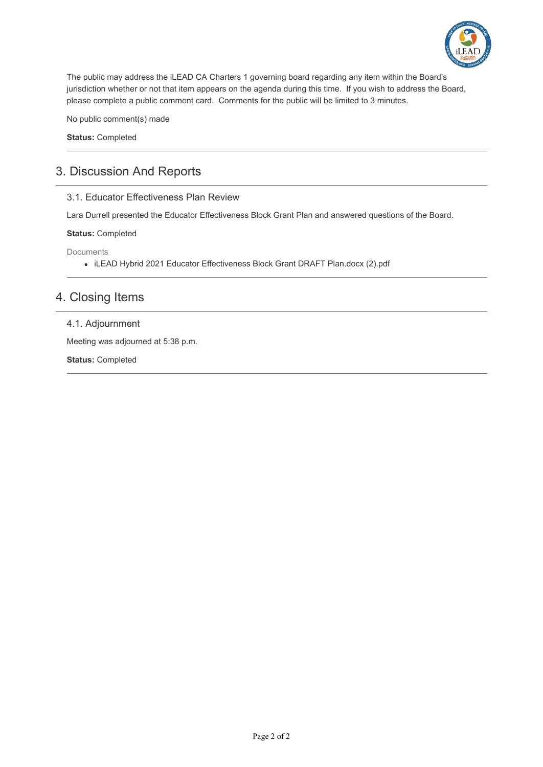The public may address the iLEAD CA Charters 1 governing board regarding any item within the Board's jurisdiction whether or not that item appears on the agenda during this time. If you wish to address the Board, please complete a public comment card. Comments for the public will be limited to 3 minutes.

No public comment(s) made

**Status:** Completed

## 3. Discussion And Reports

### 3.1. Educator Effectiveness Plan Review

Lara Durrell presented the Educator Effectiveness Block Grant Plan and answered questions of the Board.

**Status:** Completed

Documents

- iLEAD Hybrid 2021 Educator Effectiveness Block Grant DRAFT Plan.docx (2).pdf

## 4. Closing Items

### 4.1. Adjournment

Meeting was adjourned at 5:38 p.m.

**Status:** Completed